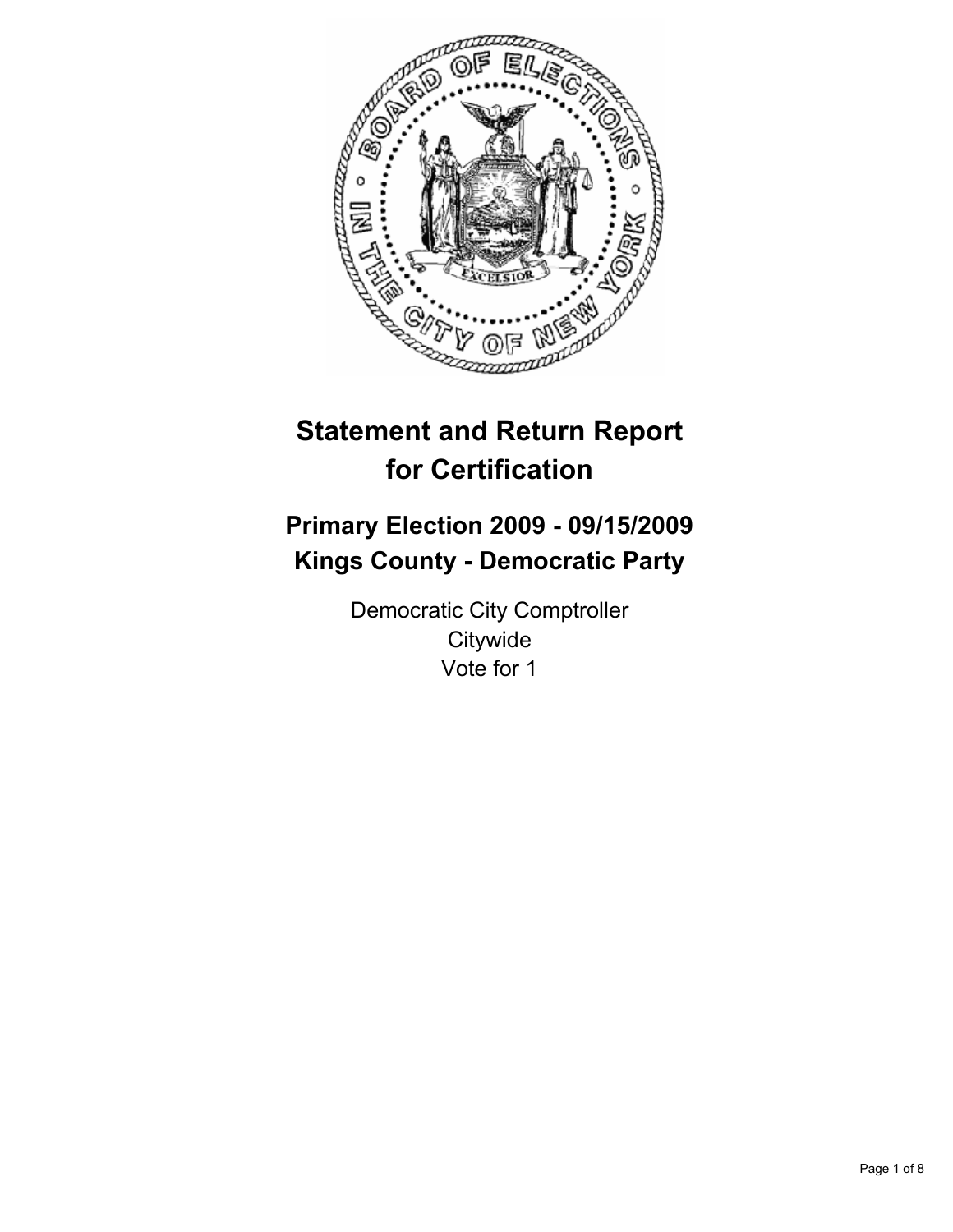# Statement and Return Report for Certification

## Primary Election 2009 - 09/15/2009
## Kings County - Democratic Party

Democratic City Comptroller
Citywide
Vote for 1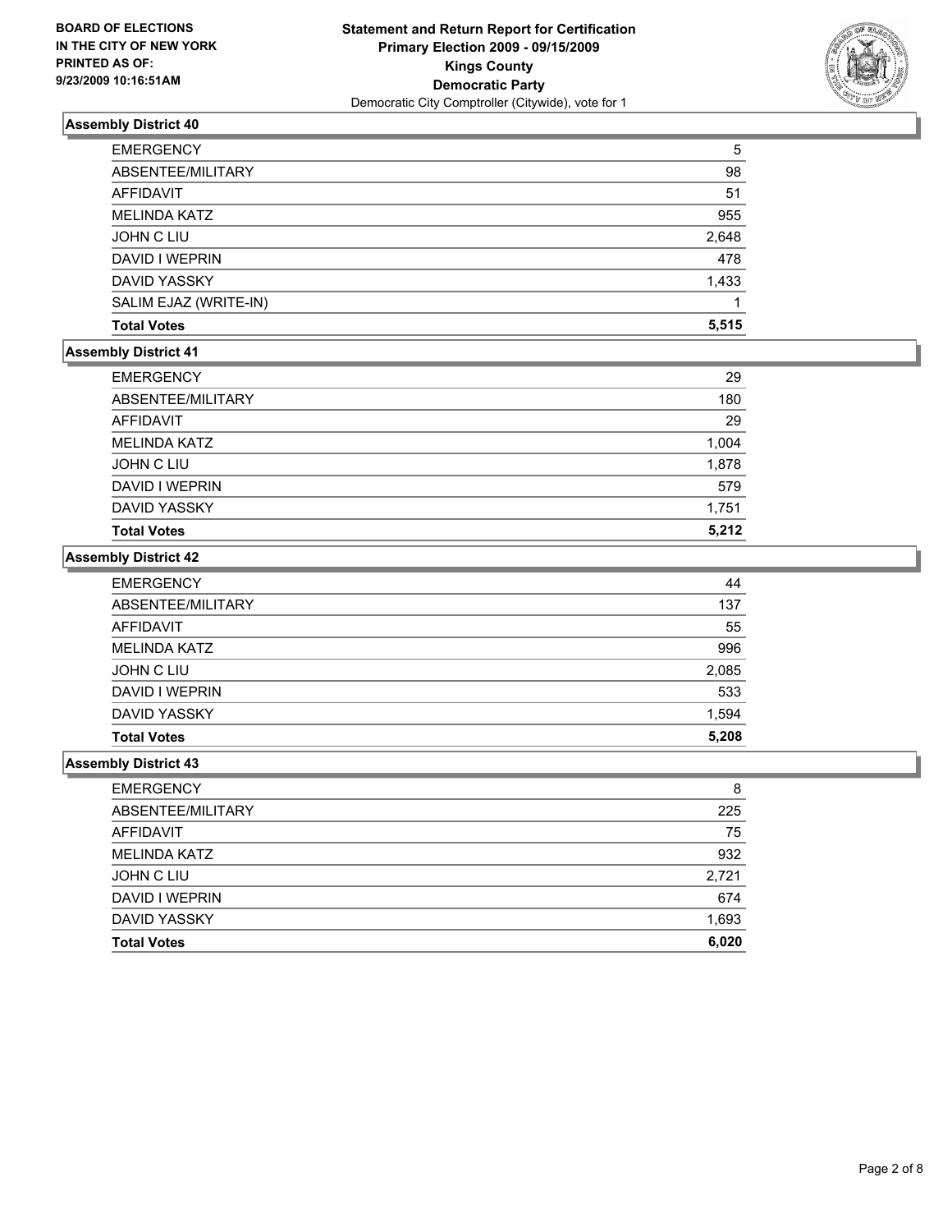**BOARD OF ELECTIONS IN THE CITY OF NEW YORK PRINTED AS OF: 9/23/2009 10:16:51AM**

**Statement and Return Report for Certification**
**Primary Election 2009 - 09/15/2009**
**Kings County**
**Democratic Party**
Democratic City Comptroller (Citywide), vote for 1

### Assembly District 40

| | |
|---|---|
| EMERGENCY | 5 |
| ABSENTEE/MILITARY | 98 |
| AFFIDAVIT | 51 |
| MELINDA KATZ | 955 |
| JOHN C LIU | 2,648 |
| DAVID I WEPRIN | 478 |
| DAVID YASSKY | 1,433 |
| SALIM EJAZ (WRITE-IN) | 1 |
| **Total Votes** | **5,515** |

### Assembly District 41

| | |
|---|---|
| EMERGENCY | 29 |
| ABSENTEE/MILITARY | 180 |
| AFFIDAVIT | 29 |
| MELINDA KATZ | 1,004 |
| JOHN C LIU | 1,878 |
| DAVID I WEPRIN | 579 |
| DAVID YASSKY | 1,751 |
| **Total Votes** | **5,212** |

### Assembly District 42

| | |
|---|---|
| EMERGENCY | 44 |
| ABSENTEE/MILITARY | 137 |
| AFFIDAVIT | 55 |
| MELINDA KATZ | 996 |
| JOHN C LIU | 2,085 |
| DAVID I WEPRIN | 533 |
| DAVID YASSKY | 1,594 |
| **Total Votes** | **5,208** |

### Assembly District 43

| | |
|---|---|
| EMERGENCY | 8 |
| ABSENTEE/MILITARY | 225 |
| AFFIDAVIT | 75 |
| MELINDA KATZ | 932 |
| JOHN C LIU | 2,721 |
| DAVID I WEPRIN | 674 |
| DAVID YASSKY | 1,693 |
| **Total Votes** | **6,020** |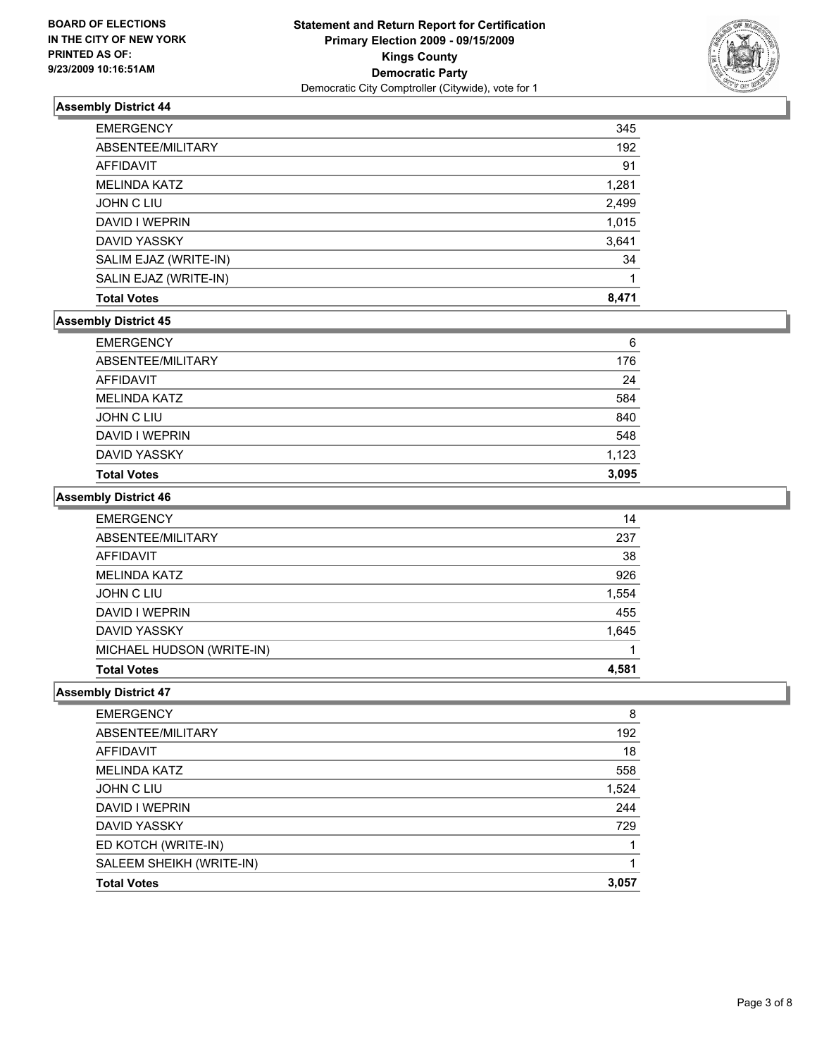**BOARD OF ELECTIONS**
**IN THE CITY OF NEW YORK**
**PRINTED AS OF:**
**9/23/2009 10:16:51AM**

**Statement and Return Report for Certification**
**Primary Election 2009 - 09/15/2009**
**Kings County**
**Democratic Party**
Democratic City Comptroller (Citywide), vote for 1

### Assembly District 44

| | |
|---|---|
| EMERGENCY | 345 |
| ABSENTEE/MILITARY | 192 |
| AFFIDAVIT | 91 |
| MELINDA KATZ | 1,281 |
| JOHN C LIU | 2,499 |
| DAVID I WEPRIN | 1,015 |
| DAVID YASSKY | 3,641 |
| SALIM EJAZ (WRITE-IN) | 34 |
| SALIN EJAZ (WRITE-IN) | 1 |
| **Total Votes** | **8,471** |

### Assembly District 45

| | |
|---|---|
| EMERGENCY | 6 |
| ABSENTEE/MILITARY | 176 |
| AFFIDAVIT | 24 |
| MELINDA KATZ | 584 |
| JOHN C LIU | 840 |
| DAVID I WEPRIN | 548 |
| DAVID YASSKY | 1,123 |
| **Total Votes** | **3,095** |

### Assembly District 46

| | |
|---|---|
| EMERGENCY | 14 |
| ABSENTEE/MILITARY | 237 |
| AFFIDAVIT | 38 |
| MELINDA KATZ | 926 |
| JOHN C LIU | 1,554 |
| DAVID I WEPRIN | 455 |
| DAVID YASSKY | 1,645 |
| MICHAEL HUDSON (WRITE-IN) | 1 |
| **Total Votes** | **4,581** |

### Assembly District 47

| | |
|---|---|
| EMERGENCY | 8 |
| ABSENTEE/MILITARY | 192 |
| AFFIDAVIT | 18 |
| MELINDA KATZ | 558 |
| JOHN C LIU | 1,524 |
| DAVID I WEPRIN | 244 |
| DAVID YASSKY | 729 |
| ED KOTCH (WRITE-IN) | 1 |
| SALEEM SHEIKH (WRITE-IN) | 1 |
| **Total Votes** | **3,057** |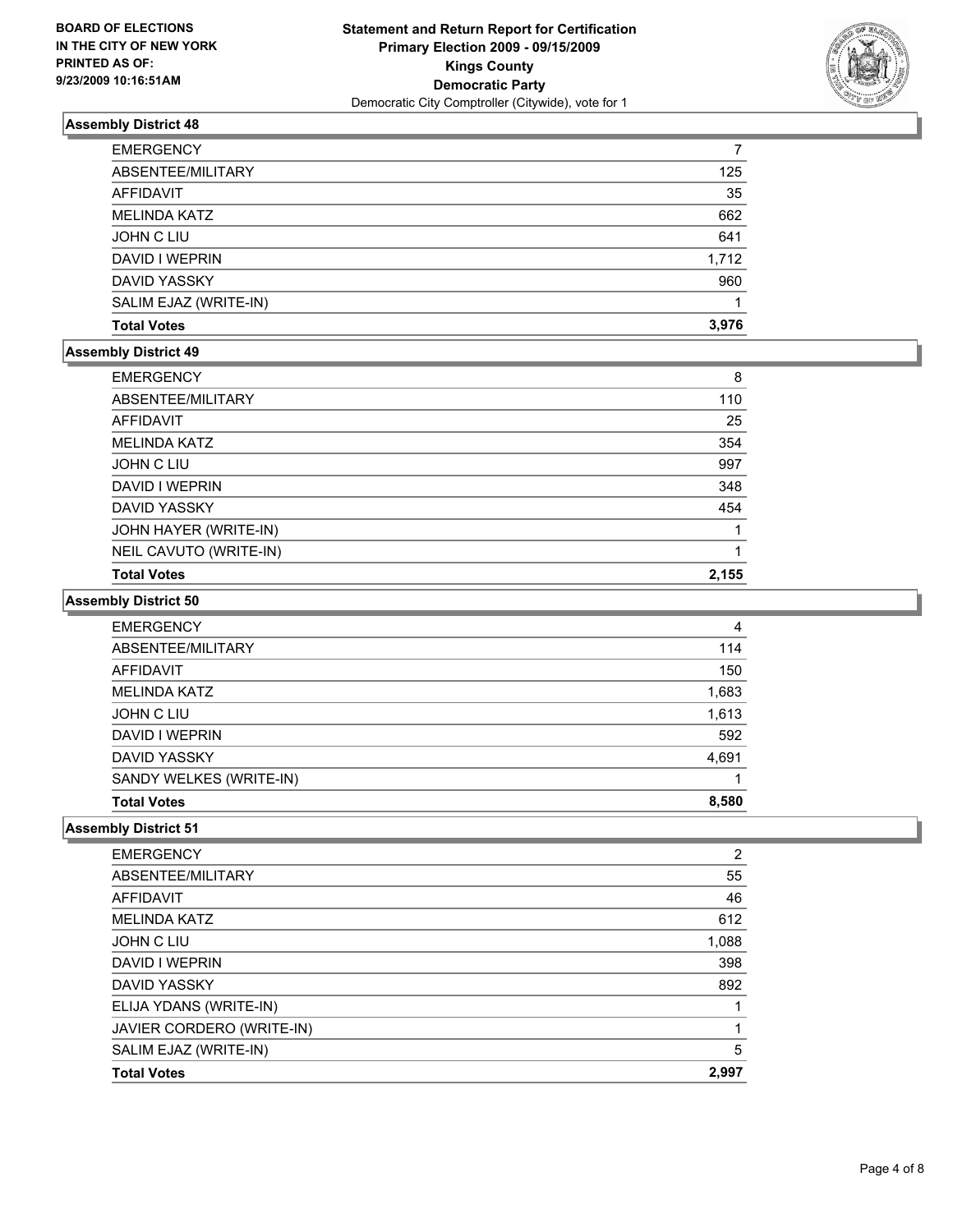**BOARD OF ELECTIONS IN THE CITY OF NEW YORK PRINTED AS OF: 9/23/2009 10:16:51AM**

**Statement and Return Report for Certification**
**Primary Election 2009 - 09/15/2009**
**Kings County**
**Democratic Party**
Democratic City Comptroller (Citywide), vote for 1

### Assembly District 48

| | |
|---|---|
| EMERGENCY | 7 |
| ABSENTEE/MILITARY | 125 |
| AFFIDAVIT | 35 |
| MELINDA KATZ | 662 |
| JOHN C LIU | 641 |
| DAVID I WEPRIN | 1,712 |
| DAVID YASSKY | 960 |
| SALIM EJAZ (WRITE-IN) | 1 |
| **Total Votes** | **3,976** |

### Assembly District 49

| | |
|---|---|
| EMERGENCY | 8 |
| ABSENTEE/MILITARY | 110 |
| AFFIDAVIT | 25 |
| MELINDA KATZ | 354 |
| JOHN C LIU | 997 |
| DAVID I WEPRIN | 348 |
| DAVID YASSKY | 454 |
| JOHN HAYER (WRITE-IN) | 1 |
| NEIL CAVUTO (WRITE-IN) | 1 |
| **Total Votes** | **2,155** |

### Assembly District 50

| | |
|---|---|
| EMERGENCY | 4 |
| ABSENTEE/MILITARY | 114 |
| AFFIDAVIT | 150 |
| MELINDA KATZ | 1,683 |
| JOHN C LIU | 1,613 |
| DAVID I WEPRIN | 592 |
| DAVID YASSKY | 4,691 |
| SANDY WELKES (WRITE-IN) | 1 |
| **Total Votes** | **8,580** |

### Assembly District 51

| | |
|---|---|
| EMERGENCY | 2 |
| ABSENTEE/MILITARY | 55 |
| AFFIDAVIT | 46 |
| MELINDA KATZ | 612 |
| JOHN C LIU | 1,088 |
| DAVID I WEPRIN | 398 |
| DAVID YASSKY | 892 |
| ELIJA YDANS (WRITE-IN) | 1 |
| JAVIER CORDERO (WRITE-IN) | 1 |
| SALIM EJAZ (WRITE-IN) | 5 |
| **Total Votes** | **2,997** |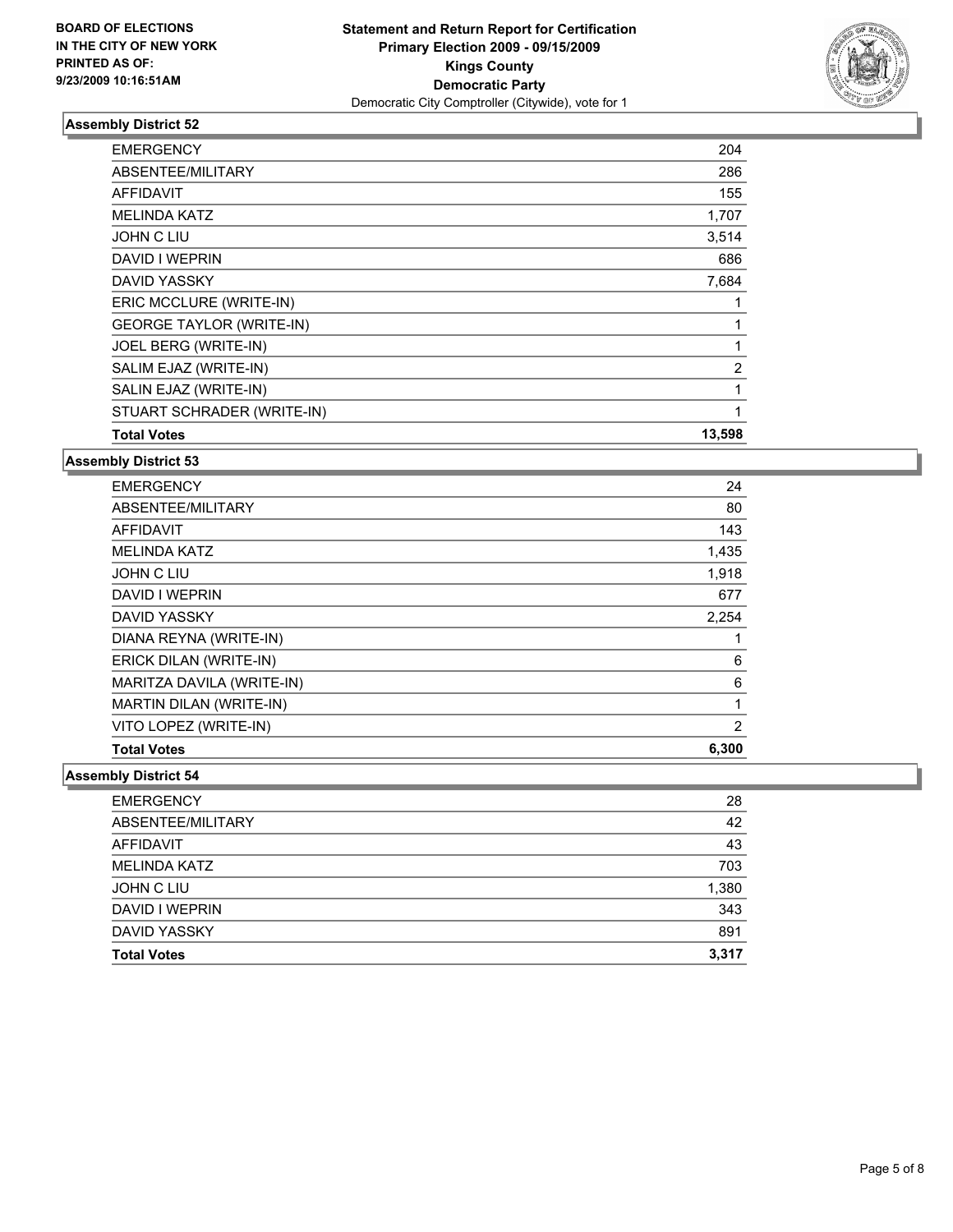**BOARD OF ELECTIONS IN THE CITY OF NEW YORK PRINTED AS OF: 9/23/2009 10:16:51AM**

# Statement and Return Report for Certification
## Primary Election 2009 - 09/15/2009
## Kings County
## Democratic Party
Democratic City Comptroller (Citywide), vote for 1

### Assembly District 52

| | |
|---|---|
| EMERGENCY | 204 |
| ABSENTEE/MILITARY | 286 |
| AFFIDAVIT | 155 |
| MELINDA KATZ | 1,707 |
| JOHN C LIU | 3,514 |
| DAVID I WEPRIN | 686 |
| DAVID YASSKY | 7,684 |
| ERIC MCCLURE (WRITE-IN) | 1 |
| GEORGE TAYLOR (WRITE-IN) | 1 |
| JOEL BERG (WRITE-IN) | 1 |
| SALIM EJAZ (WRITE-IN) | 2 |
| SALIN EJAZ (WRITE-IN) | 1 |
| STUART SCHRADER (WRITE-IN) | 1 |
| **Total Votes** | **13,598** |

### Assembly District 53

| | |
|---|---|
| EMERGENCY | 24 |
| ABSENTEE/MILITARY | 80 |
| AFFIDAVIT | 143 |
| MELINDA KATZ | 1,435 |
| JOHN C LIU | 1,918 |
| DAVID I WEPRIN | 677 |
| DAVID YASSKY | 2,254 |
| DIANA REYNA (WRITE-IN) | 1 |
| ERICK DILAN (WRITE-IN) | 6 |
| MARITZA DAVILA (WRITE-IN) | 6 |
| MARTIN DILAN (WRITE-IN) | 1 |
| VITO LOPEZ (WRITE-IN) | 2 |
| **Total Votes** | **6,300** |

### Assembly District 54

| | |
|---|---|
| EMERGENCY | 28 |
| ABSENTEE/MILITARY | 42 |
| AFFIDAVIT | 43 |
| MELINDA KATZ | 703 |
| JOHN C LIU | 1,380 |
| DAVID I WEPRIN | 343 |
| DAVID YASSKY | 891 |
| **Total Votes** | **3,317** |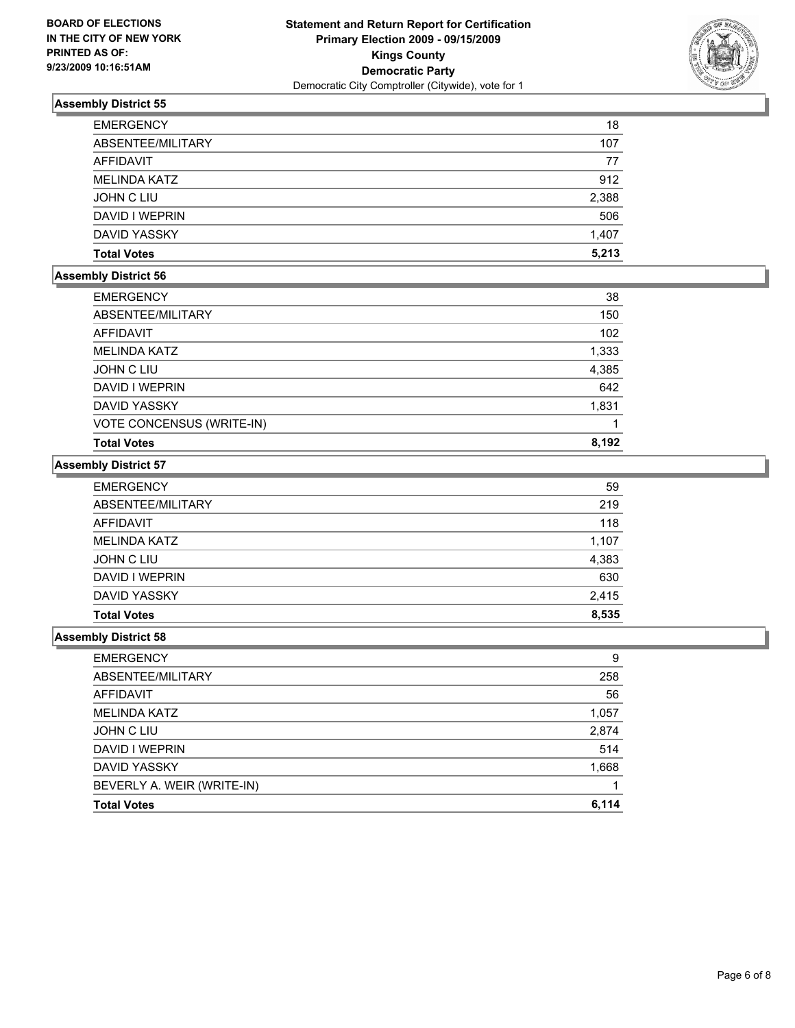**BOARD OF ELECTIONS IN THE CITY OF NEW YORK PRINTED AS OF: 9/23/2009 10:16:51AM**

**Statement and Return Report for Certification**
**Primary Election 2009 - 09/15/2009**
**Kings County**
**Democratic Party**
Democratic City Comptroller (Citywide), vote for 1

### Assembly District 55

| | |
|---|---|
| EMERGENCY | 18 |
| ABSENTEE/MILITARY | 107 |
| AFFIDAVIT | 77 |
| MELINDA KATZ | 912 |
| JOHN C LIU | 2,388 |
| DAVID I WEPRIN | 506 |
| DAVID YASSKY | 1,407 |
| **Total Votes** | **5,213** |

### Assembly District 56

| | |
|---|---|
| EMERGENCY | 38 |
| ABSENTEE/MILITARY | 150 |
| AFFIDAVIT | 102 |
| MELINDA KATZ | 1,333 |
| JOHN C LIU | 4,385 |
| DAVID I WEPRIN | 642 |
| DAVID YASSKY | 1,831 |
| VOTE CONCENSUS (WRITE-IN) | 1 |
| **Total Votes** | **8,192** |

### Assembly District 57

| | |
|---|---|
| EMERGENCY | 59 |
| ABSENTEE/MILITARY | 219 |
| AFFIDAVIT | 118 |
| MELINDA KATZ | 1,107 |
| JOHN C LIU | 4,383 |
| DAVID I WEPRIN | 630 |
| DAVID YASSKY | 2,415 |
| **Total Votes** | **8,535** |

### Assembly District 58

| | |
|---|---|
| EMERGENCY | 9 |
| ABSENTEE/MILITARY | 258 |
| AFFIDAVIT | 56 |
| MELINDA KATZ | 1,057 |
| JOHN C LIU | 2,874 |
| DAVID I WEPRIN | 514 |
| DAVID YASSKY | 1,668 |
| BEVERLY A. WEIR (WRITE-IN) | 1 |
| **Total Votes** | **6,114** |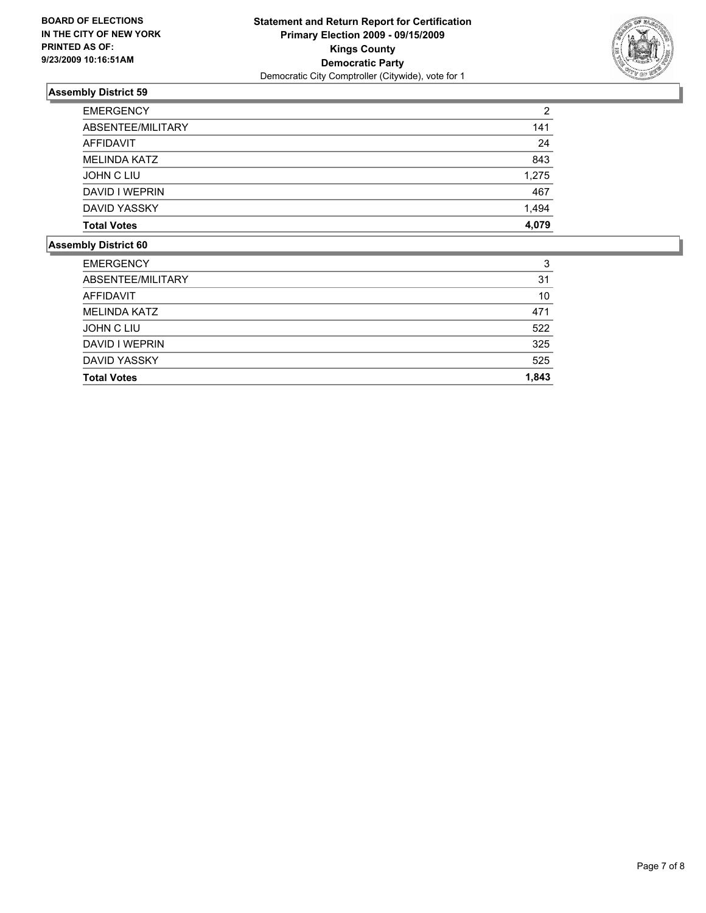**BOARD OF ELECTIONS IN THE CITY OF NEW YORK PRINTED AS OF: 9/23/2009 10:16:51AM**

**Statement and Return Report for Certification**
**Primary Election 2009 - 09/15/2009**
**Kings County**
**Democratic Party**
Democratic City Comptroller (Citywide), vote for 1

## Assembly District 59

| | |
|---|---|
| EMERGENCY | 2 |
| ABSENTEE/MILITARY | 141 |
| AFFIDAVIT | 24 |
| MELINDA KATZ | 843 |
| JOHN C LIU | 1,275 |
| DAVID I WEPRIN | 467 |
| DAVID YASSKY | 1,494 |
| **Total Votes** | **4,079** |

## Assembly District 60

| | |
|---|---|
| EMERGENCY | 3 |
| ABSENTEE/MILITARY | 31 |
| AFFIDAVIT | 10 |
| MELINDA KATZ | 471 |
| JOHN C LIU | 522 |
| DAVID I WEPRIN | 325 |
| DAVID YASSKY | 525 |
| **Total Votes** | **1,843** |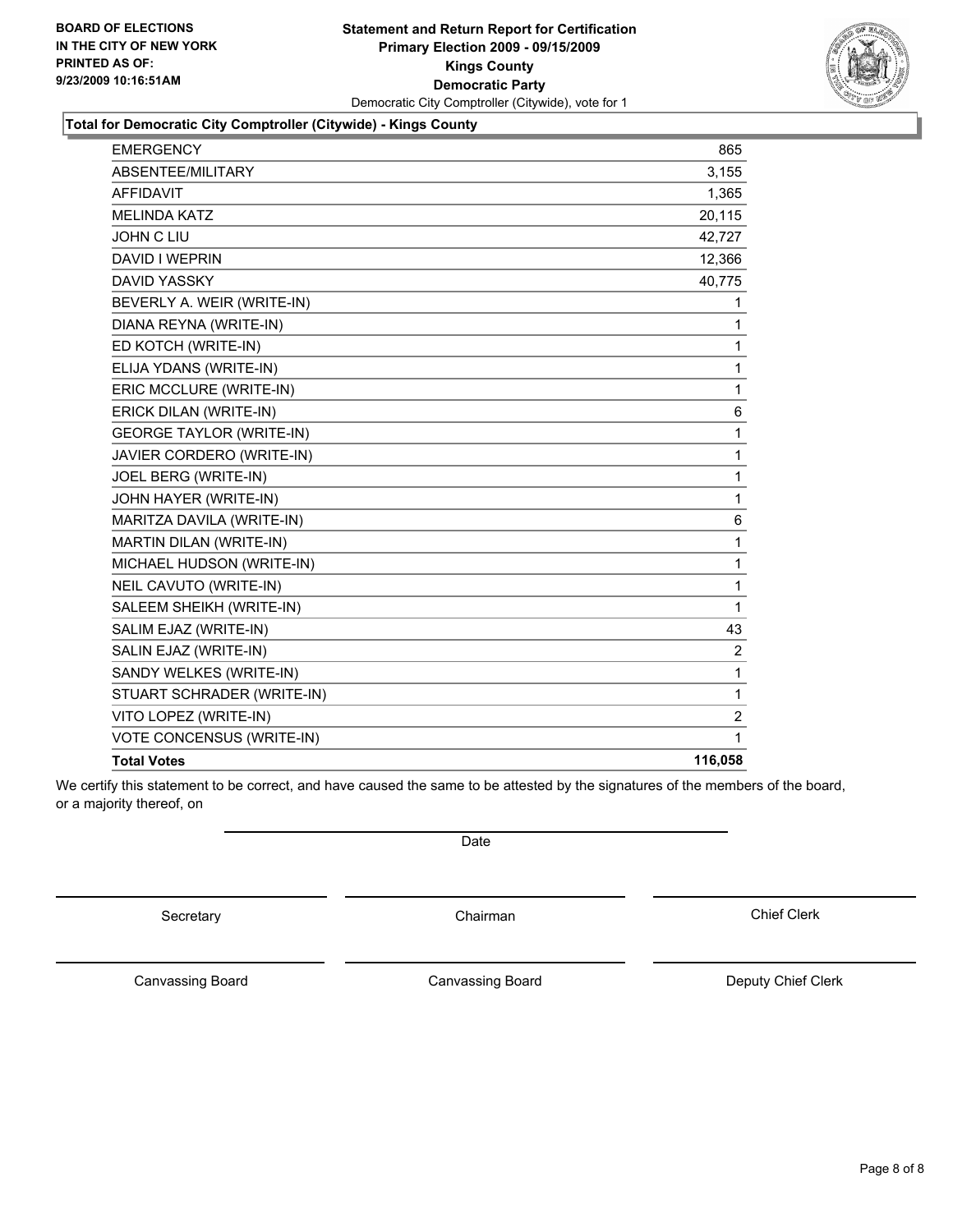**BOARD OF ELECTIONS IN THE CITY OF NEW YORK PRINTED AS OF: 9/23/2009 10:16:51AM**

# Statement and Return Report for Certification
## Primary Election 2009 - 09/15/2009
## Kings County
## Democratic Party

Democratic City Comptroller (Citywide), vote for 1

### Total for Democratic City Comptroller (Citywide) - Kings County

| | |
|---|---|
| EMERGENCY | 865 |
| ABSENTEE/MILITARY | 3,155 |
| AFFIDAVIT | 1,365 |
| MELINDA KATZ | 20,115 |
| JOHN C LIU | 42,727 |
| DAVID I WEPRIN | 12,366 |
| DAVID YASSKY | 40,775 |
| BEVERLY A. WEIR (WRITE-IN) | 1 |
| DIANA REYNA (WRITE-IN) | 1 |
| ED KOTCH (WRITE-IN) | 1 |
| ELIJA YDANS (WRITE-IN) | 1 |
| ERIC MCCLURE (WRITE-IN) | 1 |
| ERICK DILAN (WRITE-IN) | 6 |
| GEORGE TAYLOR (WRITE-IN) | 1 |
| JAVIER CORDERO (WRITE-IN) | 1 |
| JOEL BERG (WRITE-IN) | 1 |
| JOHN HAYER (WRITE-IN) | 1 |
| MARITZA DAVILA (WRITE-IN) | 6 |
| MARTIN DILAN (WRITE-IN) | 1 |
| MICHAEL HUDSON (WRITE-IN) | 1 |
| NEIL CAVUTO (WRITE-IN) | 1 |
| SALEEM SHEIKH (WRITE-IN) | 1 |
| SALIM EJAZ (WRITE-IN) | 43 |
| SALIN EJAZ (WRITE-IN) | 2 |
| SANDY WELKES (WRITE-IN) | 1 |
| STUART SCHRADER (WRITE-IN) | 1 |
| VITO LOPEZ (WRITE-IN) | 2 |
| VOTE CONCENSUS (WRITE-IN) | 1 |
| **Total Votes** | **116,058** |

We certify this statement to be correct, and have caused the same to be attested by the signatures of the members of the board, or a majority thereof, on

Date

Secretary | Chairman | Chief Clerk

Canvassing Board | Canvassing Board | Deputy Chief Clerk